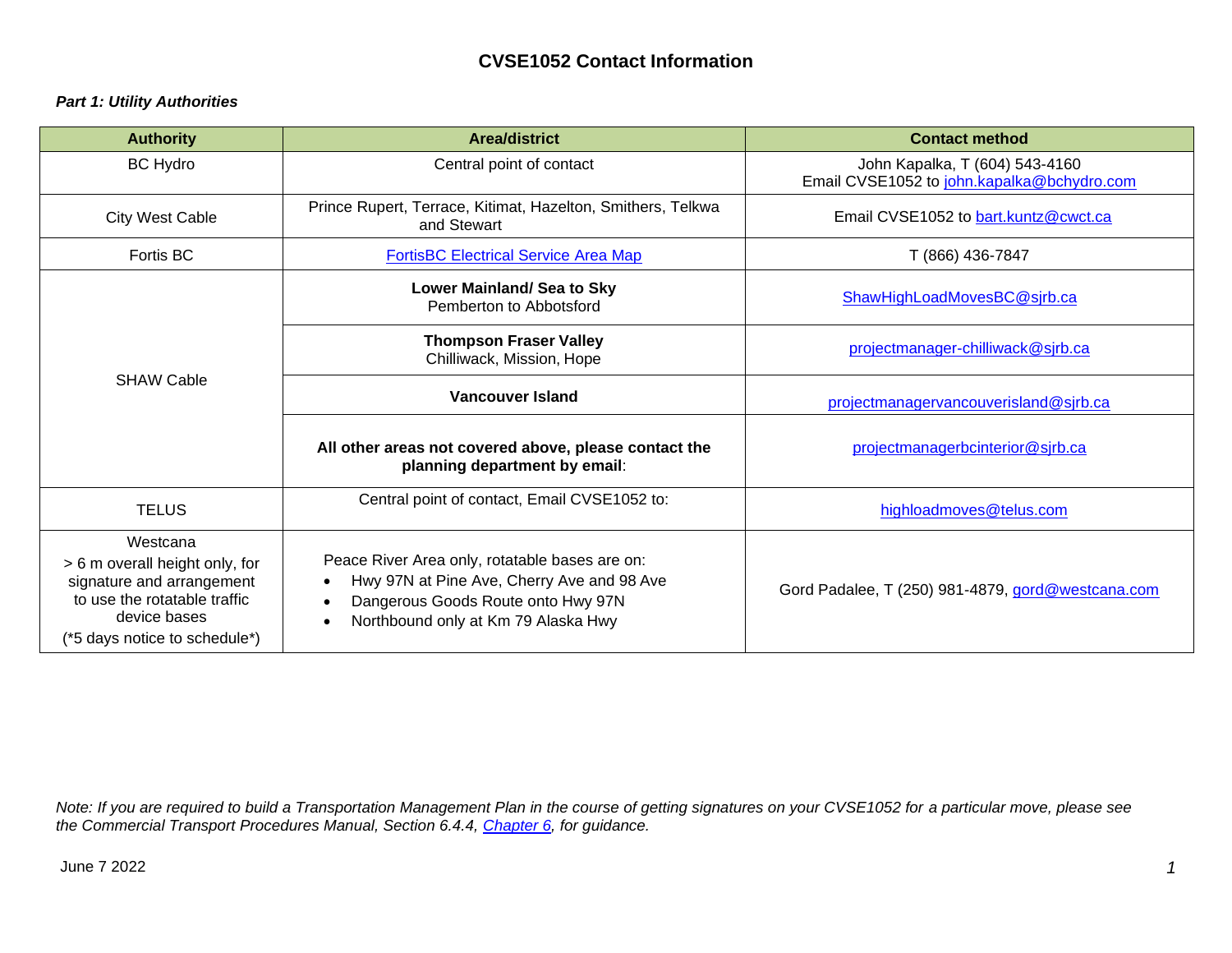# CVSE1052 Contact Information

***Part 1: Utility Authorities***

| Authority | Area/district | Contact method |
|---|---|---|
| BC Hydro | Central point of contact | John Kapalka, T (604) 543-4160<br>Email CVSE1052 to john.kapalka@bchydro.com |
| City West Cable | Prince Rupert, Terrace, Kitimat, Hazelton, Smithers, Telkwa and Stewart | Email CVSE1052 to bart.kuntz@cwct.ca |
| Fortis BC | FortisBC Electrical Service Area Map | T (866) 436-7847 |
| SHAW Cable | **Lower Mainland/ Sea to Sky**<br>Pemberton to Abbotsford | ShawHighLoadMovesBC@sjrb.ca |
| | **Thompson Fraser Valley**<br>Chilliwack, Mission, Hope | projectmanager-chilliwack@sjrb.ca |
| | **Vancouver Island** | projectmanagervancouverisland@sjrb.ca |
| | **All other areas not covered above, please contact the planning department by email**: | projectmanagerbcinterior@sjrb.ca |
| TELUS | Central point of contact, Email CVSE1052 to: | highloadmoves@telus.com |
| Westcana<br>> 6 m overall height only, for signature and arrangement to use the rotatable traffic device bases<br>(*5 days notice to schedule*) | Peace River Area only, rotatable bases are on:<br>• Hwy 97N at Pine Ave, Cherry Ave and 98 Ave<br>• Dangerous Goods Route onto Hwy 97N<br>• Northbound only at Km 79 Alaska Hwy | Gord Padalee, T (250) 981-4879, gord@westcana.com |

*Note: If you are required to build a Transportation Management Plan in the course of getting signatures on your CVSE1052 for a particular move, please see the Commercial Transport Procedures Manual, Section 6.4.4, Chapter 6, for guidance.*

June 7 2022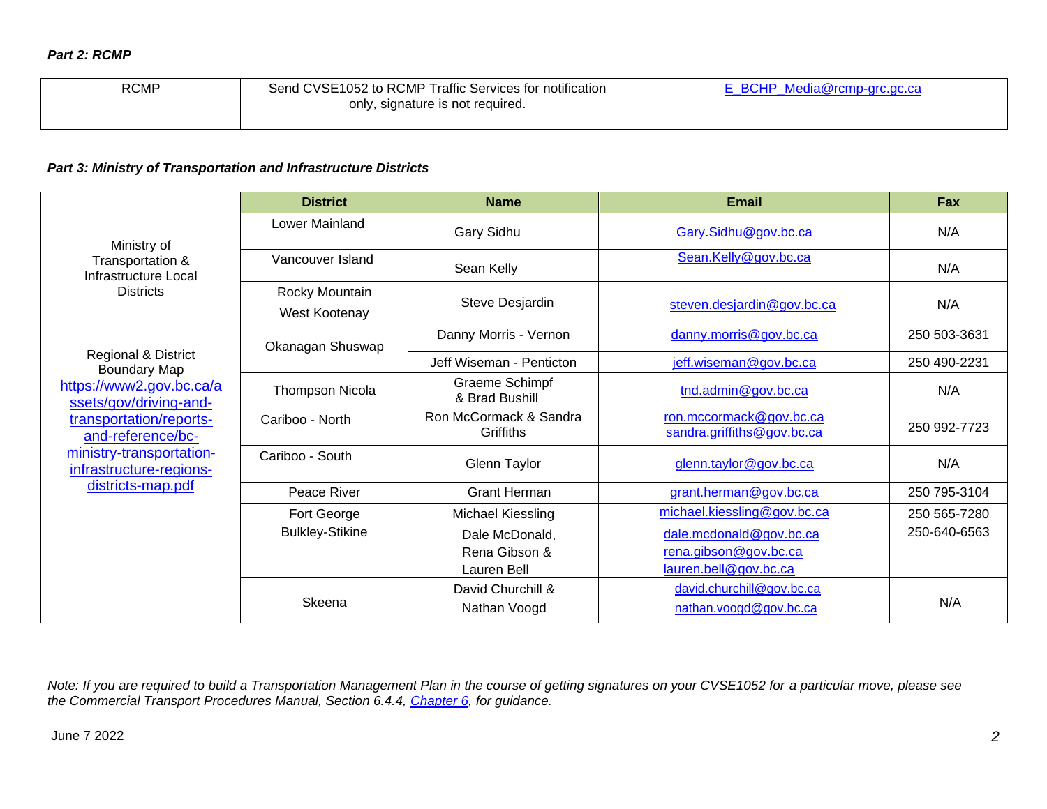*Part 2: RCMP*

| | | |
|---|---|---|
| RCMP | Send CVSE1052 to RCMP Traffic Services for notification only, signature is not required. | E_BCHP_Media@rcmp-grc.gc.ca |

*Part 3: Ministry of Transportation and Infrastructure Districts*

| | District | Name | Email | Fax |
|---|---|---|---|---|
| Ministry of Transportation & Infrastructure Local Districts<br><br>Regional & District Boundary Map https://www2.gov.bc.ca/assets/gov/driving-and-transportation/reports-and-reference/bc-ministry-transportation-infrastructure-regions-districts-map.pdf | Lower Mainland | Gary Sidhu | Gary.Sidhu@gov.bc.ca | N/A |
| | Vancouver Island | Sean Kelly | Sean.Kelly@gov.bc.ca | N/A |
| | Rocky Mountain<br>West Kootenay | Steve Desjardin | steven.desjardin@gov.bc.ca | N/A |
| | Okanagan Shuswap | Danny Morris - Vernon | danny.morris@gov.bc.ca | 250 503-3631 |
| | | Jeff Wiseman - Penticton | jeff.wiseman@gov.bc.ca | 250 490-2231 |
| | Thompson Nicola | Graeme Schimpf & Brad Bushill | tnd.admin@gov.bc.ca | N/A |
| | Cariboo - North | Ron McCormack & Sandra Griffiths | ron.mccormack@gov.bc.ca<br>sandra.griffiths@gov.bc.ca | 250 992-7723 |
| | Cariboo - South | Glenn Taylor | glenn.taylor@gov.bc.ca | N/A |
| | Peace River | Grant Herman | grant.herman@gov.bc.ca | 250 795-3104 |
| | Fort George | Michael Kiessling | michael.kiessling@gov.bc.ca | 250 565-7280 |
| | Bulkley-Stikine | Dale McDonald,<br>Rena Gibson &<br>Lauren Bell | dale.mcdonald@gov.bc.ca<br>rena.gibson@gov.bc.ca<br>lauren.bell@gov.bc.ca | 250-640-6563 |
| | Skeena | David Churchill &<br>Nathan Voogd | david.churchill@gov.bc.ca<br>nathan.voogd@gov.bc.ca | N/A |

*Note: If you are required to build a Transportation Management Plan in the course of getting signatures on your CVSE1052 for a particular move, please see the Commercial Transport Procedures Manual, Section 6.4.4, Chapter 6, for guidance.*

June 7 2022